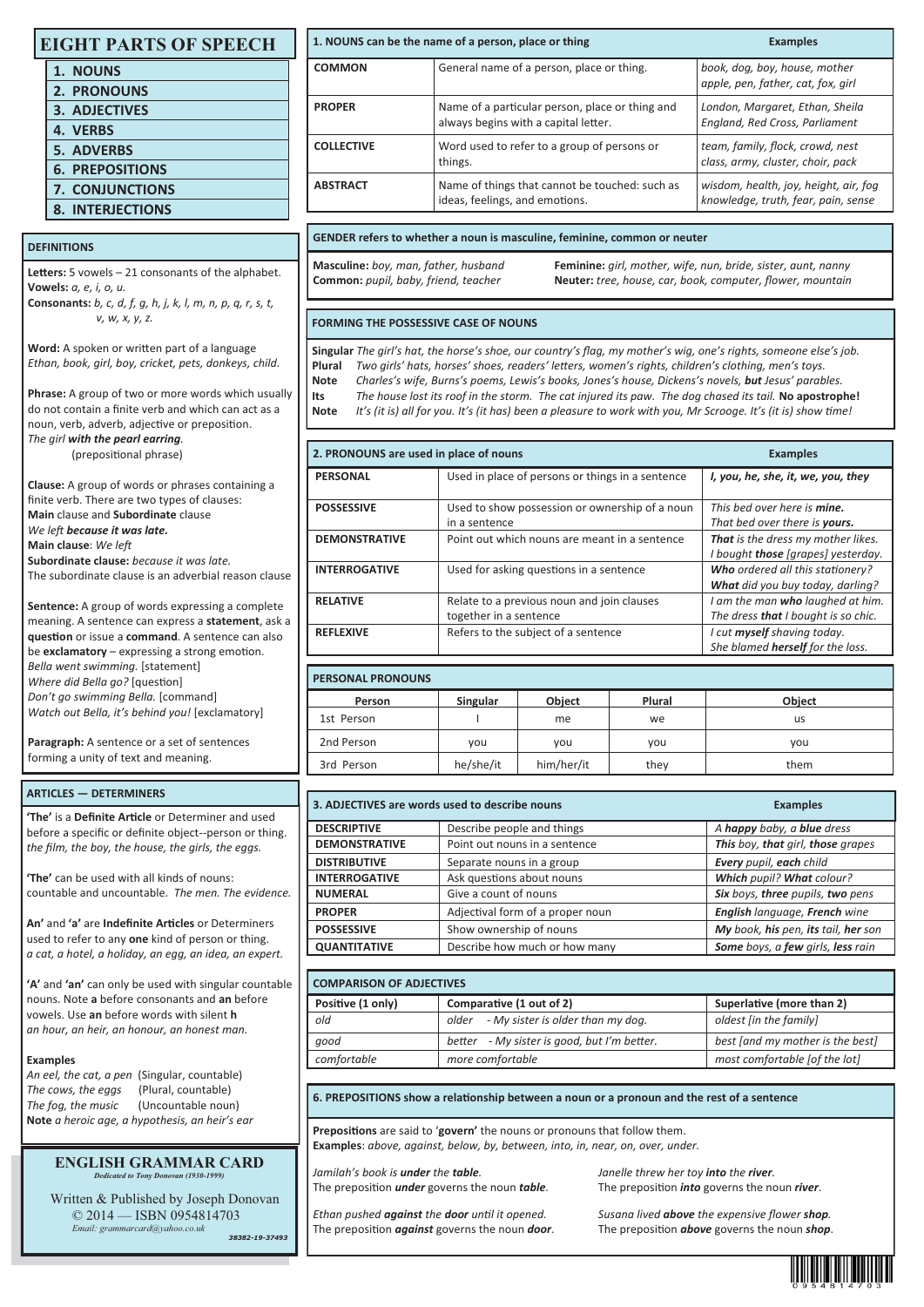# EIGHT PARTS OF SPEECH

1. NOUNS
2. PRONOUNS
3. ADJECTIVES
4. VERBS
5. ADVERBS
6. PREPOSITIONS
7. CONJUNCTIONS
8. INTERJECTIONS

## DEFINITIONS

**Letters:** 5 vowels – 21 consonants of the alphabet.
**Vowels:** *a, e, i, o, u.*
**Consonants:** *b, c, d, f, g, h, j, k, l, m, n, p, q, r, s, t, v, w, x, y, z.*

**Word:** A spoken or written part of a language
*Ethan, book, girl, boy, cricket, pets, donkeys, child.*

**Phrase:** A group of two or more words which usually do not contain a finite verb and which can act as a noun, verb, adverb, adjective or preposition.
*The girl **with the pearl earring**.*
(prepositional phrase)

**Clause:** A group of words or phrases containing a finite verb. There are two types of clauses:
**Main** clause and **Subordinate** clause
*We left **because it was late.***
**Main clause**: *We left*
**Subordinate clause:** *because it was late.*
The subordinate clause is an adverbial reason clause

**Sentence:** A group of words expressing a complete meaning. A sentence can express a **statement**, ask a **question** or issue a **command**. A sentence can also be **exclamatory** – expressing a strong emotion.
*Bella went swimming.* [statement]
*Where did Bella go?* [question]
*Don't go swimming Bella.* [command]
*Watch out Bella, it's behind you!* [exclamatory]

**Paragraph:** A sentence or a set of sentences forming a unity of text and meaning.

## ARTICLES — DETERMINERS

**'The'** is a **Definite Article** or Determiner and used before a specific or different object--person or thing. *the film, the boy, the house, the girls, the eggs.*

**'The'** can be used with all kinds of nouns: countable and uncountable. *The men. The evidence.*

**An'** and **'a'** are **Indefinite Articles** or Determiners used to refer to any **one** kind of person or thing. *a cat, a hotel, a holiday, an egg, an idea, an expert.*

**'A'** and **'an'** can only be used with singular countable nouns. Note **a** before consonants and **an** before vowels. Use **an** before words with silent **h** *an hour, an heir, an honour, an honest man.*

**Examples**
*An eel, the cat, a pen* (Singular, countable)
*The cows, the eggs* (Plural, countable)
*The fog, the music* (Uncountable noun)
**Note** *a heroic age, a hypothesis, an heir's ear*

## ENGLISH GRAMMAR CARD

*Dedicated to Tony Donovan (1930-1999)*

Written & Published by Joseph Donovan
© 2014 — ISBN 0954814703
*Email: grammarcard@yahoo.co.uk*
*38382-19-37493*

## 1. NOUNS can be the name of a person, place or thing

| Type | Definition | Examples |
|---|---|---|
| **COMMON** | General name of a person, place or thing. | *book, dog, boy, house, mother apple, pen, father, cat, fox, girl* |
| **PROPER** | Name of a particular person, place or thing and always begins with a capital letter. | *London, Margaret, Ethan, Sheila England, Red Cross, Parliament* |
| **COLLECTIVE** | Word used to refer to a group of persons or things. | *team, family, flock, crowd, nest class, army, cluster, choir, pack* |
| **ABSTRACT** | Name of things that cannot be touched: such as ideas, feelings, and emotions. | *wisdom, health, joy, height, air, fog knowledge, truth, fear, pain, sense* |

## GENDER refers to whether a noun is masculine, feminine, common or neuter

**Masculine:** *boy, man, father, husband*
**Feminine:** *girl, mother, wife, nun, bride, sister, aunt, nanny*
**Common:** *pupil, baby, friend, teacher*
**Neuter:** *tree, house, car, book, computer, flower, mountain*

## FORMING THE POSSESSIVE CASE OF NOUNS

**Singular** *The girl's hat, the horse's shoe, our country's flag, my mother's wig, one's rights, someone else's job.*
**Plural** *Two girls' hats, horses' shoes, readers' letters, women's rights, children's clothing, men's toys.*
**Note** *Charles's wife, Burns's poems, Lewis's books, Jones's house, Dickens's novels, **but** Jesus' parables.*
**Its** *The house lost its roof in the storm. The cat injured its paw. The dog chased its tail.* **No apostrophe!**
**Note** *It's (it is) all for you. It's (it has) been a pleasure to work with you, Mr Scrooge. It's (it is) show time!*

## 2. PRONOUNS are used in place of nouns

| Type | Definition | Examples |
|---|---|---|
| **PERSONAL** | Used in place of persons or things in a sentence | ***I, you, he, she, it, we, you, they*** |
| **POSSESSIVE** | Used to show possession or ownership of a noun in a sentence | *This bed over here is **mine.** That bed over there is **yours.*** |
| **DEMONSTRATIVE** | Point out which nouns are meant in a sentence | ***That** is the dress my mother likes. I bought **those** [grapes] yesterday.* |
| **INTERROGATIVE** | Used for asking questions in a sentence | ***Who** ordered all this stationery? **What** did you buy today, darling?* |
| **RELATIVE** | Relate to a previous noun and join clauses together in a sentence | *I am the man **who** laughed at him. The dress **that** I bought is so chic.* |
| **REFLEXIVE** | Refers to the subject of a sentence | *I cut **myself** shaving today. She blamed **herself** for the loss.* |

## PERSONAL PRONOUNS

| Person | Singular | Object | Plural | Object |
|---|---|---|---|---|
| 1st Person | I | me | we | us |
| 2nd Person | you | you | you | you |
| 3rd Person | he/she/it | him/her/it | they | them |

## 3. ADJECTIVES are words used to describe nouns

| Type | Definition | Examples |
|---|---|---|
| **DESCRIPTIVE** | Describe people and things | *A **happy** baby, a **blue** dress* |
| **DEMONSTRATIVE** | Point out nouns in a sentence | ***This** boy, **that** girl, **those** grapes* |
| **DISTRIBUTIVE** | Separate nouns in a group | ***Every** pupil, **each** child* |
| **INTERROGATIVE** | Ask questions about nouns | ***Which** pupil? **What** colour?* |
| **NUMERAL** | Give a count of nouns | ***Six** boys, **three** pupils, **two** pens* |
| **PROPER** | Adjectival form of a proper noun | ***English** language, **French** wine* |
| **POSSESSIVE** | Show ownership of nouns | ***My** book, **his** pen, **its** tail, **her** son* |
| **QUANTITATIVE** | Describe how much or how many | ***Some** boys, a **few** girls, **less** rain* |

## COMPARISON OF ADJECTIVES

| Positive (1 only) | Comparative (1 out of 2) | Superlative (more than 2) |
|---|---|---|
| *old* | *older - My sister is older than my dog.* | *oldest [in the family]* |
| *good* | *better - My sister is good, but I'm better.* | *best [and my mother is the best]* |
| *comfortable* | *more comfortable* | *most comfortable [of the lot]* |

## 6. PREPOSITIONS show a relationship between a noun or a pronoun and the rest of a sentence

**Prepositions** are said to '**govern**' the nouns or pronouns that follow them.
**Examples**: *above, against, below, by, between, into, in, near, on, over, under.*

*Jamilah's book is **under** the **table**.*
The preposition ***under*** governs the noun ***table***.

*Janelle threw her toy **into** the **river**.*
The preposition ***into*** governs the noun ***river***.

*Ethan pushed **against** the **door** until it opened.*
The preposition ***against*** governs the noun ***door***.

*Susana lived **above** the expensive flower **shop**.*
The preposition ***above*** governs the noun ***shop***.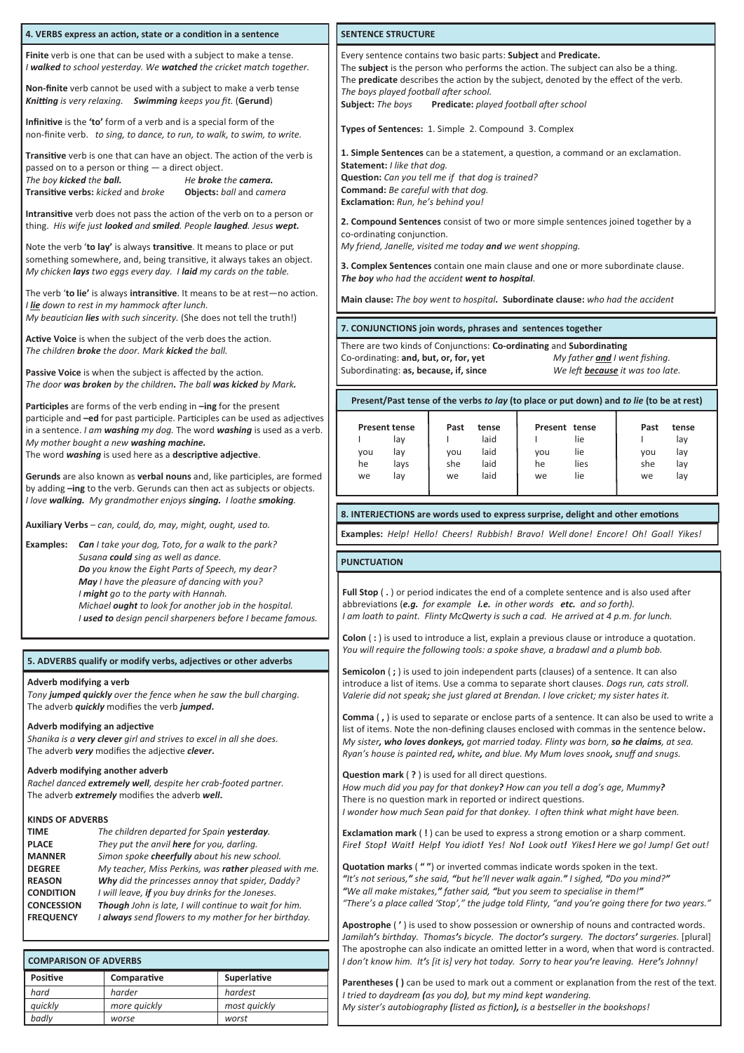## 4. VERBS express an action, state or a condition in a sentence

**Finite** verb is one that can be used with a subject to make a tense. *I **walked** to school yesterday. We **watched** the cricket match together.*

**Non-finite** verb cannot be used with a subject to make a verb tense *Knitting is very relaxing.* ***Swimming** keeps you fit.* (**Gerund**)

**Infinitive** is the **'to'** form of a verb and is a special form of the non-finite verb. *to sing, to dance, to run, to walk, to swim, to write.*

**Transitive** verb is one that can have an object. The action of the verb is passed on to a person or thing — a direct object.
*The boy **kicked** the **ball.*** *He **broke** the **camera.***
**Transitive verbs:** *kicked* and *broke* **Objects:** *ball* and *camera*

**Intransitive** verb does not pass the action of the verb on to a person or thing. *His wife just **looked** and **smiled**. People **laughed**. Jesus **wept.***

Note the verb '**to lay'** is always **transitive**. It means to place or put something somewhere, and, being transitive, it always takes an object. *My chicken **lays** two eggs every day. I **laid** my cards on the table.*

The verb '**to lie'** is always **intransitive**. It means to be at rest—no action. *I **lie** down to rest in my hammock after lunch.*
*My beautician **lies** with such sincerity.* (She does not tell the truth!)

**Active Voice** is when the subject of the verb does the action. *The children **broke** the door. Mark **kicked** the ball.*

**Passive Voice** is when the subject is affected by the action. *The door **was broken** by the children. The ball **was kicked** by Mark.*

**Participles** are forms of the verb ending in **–ing** for the present participle and **–ed** for past participle. Participles can be used as adjectives in a sentence. *I am **washing** my dog.* The word ***washing*** is used as a verb. *My mother bought a new **washing machine.***
The word ***washing*** is used here as a **descriptive adjective**.

**Gerunds** are also known as **verbal nouns** and, like participles, are formed by adding **–ing** to the verb. Gerunds can then act as subjects or objects. *I love **walking.** My grandmother enjoys **singing.** I loathe **smoking**.*

**Auxiliary Verbs** – *can, could, do, may, might, ought, used to.*

**Examples:** ***Can** I take your dog, Toto, for a walk to the park?*
*Susana **could** sing as well as dance.*
***Do** you know the Eight Parts of Speech, my dear?*
***May** I have the pleasure of dancing with you?*
*I **might** go to the party with Hannah.*
*Michael **ought** to look for another job in the hospital.*
*I **used to** design pencil sharpeners before I became famous.*

## 5. ADVERBS qualify or modify verbs, adjectives or other adverbs

**Adverb modifying a verb**
*Tony **jumped quickly** over the fence when he saw the bull charging.*
The adverb ***quickly*** modifies the verb ***jumped***.

**Adverb modifying an adjective**
*Shanika is a **very clever** girl and strives to excel in all she does.*
The adverb ***very*** modifies the adjective ***clever***.

**Adverb modifying another adverb**
*Rachel danced **extremely well**, despite her crab-footed partner.*
The adverb ***extremely*** modifies the adverb ***well***.

**KINDS OF ADVERBS**

| | |
|---|---|
| **TIME** | *The children departed for Spain **yesterday**.* |
| **PLACE** | *They put the anvil **here** for you, darling.* |
| **MANNER** | *Simon spoke **cheerfully** about his new school.* |
| **DEGREE** | *My teacher, Miss Perkins, was **rather** pleased with me.* |
| **REASON** | ***Why** did the princesses annoy that spider, Daddy?* |
| **CONDITION** | *I will leave, **if** you buy drinks for the Joneses.* |
| **CONCESSION** | ***Though** John is late, I will continue to wait for him.* |
| **FREQUENCY** | *I **always** send flowers to my mother for her birthday.* |

## COMPARISON OF ADVERBS

| Positive | Comparative | Superlative |
|---|---|---|
| *hard* | *harder* | *hardest* |
| *quickly* | *more quickly* | *most quickly* |
| *badly* | *worse* | *worst* |

## SENTENCE STRUCTURE

Every sentence contains two basic parts: **Subject** and **Predicate.**
The **subject** is the person who performs the action. The subject can also be a thing.
The **predicate** describes the action by the subject, denoted by the effect of the verb.
*The boys played football after school.*
**Subject:** *The boys* **Predicate:** *played football after school*

**Types of Sentences:** 1. Simple 2. Compound 3. Complex

**1. Simple Sentences** can be a statement, a question, a command or an exclamation.
**Statement:** *I like that dog.*
**Question:** *Can you tell me if that dog is trained?*
**Command:** *Be careful with that dog.*
**Exclamation:** *Run, he's behind you!*

**2. Compound Sentences** consist of two or more simple sentences joined together by a co-ordinating conjunction.
*My friend, Janelle, visited me today **and** we went shopping.*

**3. Complex Sentences** contain one main clause and one or more subordinate clause.
***The boy** who had the accident **went to hospital**.*

**Main clause:** *The boy went to hospital.* **Subordinate clause:** *who had the accident*

## 7. CONJUNCTIONS join words, phrases and sentences together

There are two kinds of Conjunctions: **Co-ordinating** and **Subordinating**
Co-ordinating: **and, but, or, for, yet** *My father **and** I went fishing.*
Subordinating: **as, because, if, since** *We left **because** it was too late.*

## Present/Past tense of the verbs *to lay* (to place or put down) and *to lie* (to be at rest)

| Present tense | | Past tense | | Present tense | | Past tense | |
|---|---|---|---|---|---|---|---|
| I | lay | I | laid | I | lie | I | lay |
| you | lay | you | laid | you | lie | you | lay |
| he | lays | she | laid | he | lies | she | lay |
| we | lay | we | laid | we | lie | we | lay |

## 8. INTERJECTIONS are words used to express surprise, delight and other emotions

**Examples:** *Help! Hello! Cheers! Rubbish! Bravo! Well done! Encore! Oh! Goal! Yikes!*

## PUNCTUATION

**Full Stop** ( **.** ) or period indicates the end of a complete sentence and is also used after abbreviations (***e.g.*** *for example* ***i.e.*** *in other words* ***etc.*** *and so forth).*
*I am loath to paint. Flinty McQwerty is such a cad. He arrived at 4 p.m. for lunch.*

**Colon** ( **:** ) is used to introduce a list, explain a previous clause or introduce a quotation. *You will require the following tools: a spoke shave, a bradawl and a plumb bob.*

**Semicolon** ( **;** ) is used to join independent parts (clauses) of a sentence. It can also introduce a list of items. Use a comma to separate short clauses. *Dogs run, cats stroll. Valerie did not speak; she just glared at Brendan. I love cricket; my sister hates it.*

**Comma** ( **,** ) is used to separate or enclose parts of a sentence. It can also be used to write a list of items. Note the non-defining clauses enclosed with commas in the sentence below**.** *My sister**, who loves donkeys,** got married today. Flinty was born**, so he claims**, at sea. Ryan's house is painted red**,** white**,** and blue. My Mum loves snook**,** snuff and snugs.*

**Question mark** ( **?** ) is used for all direct questions.
*How much did you pay for that donkey? How can you tell a dog's age, Mummy?*
There is no question mark in reported or indirect questions.
*I wonder how much Sean paid for that donkey. I often think what might have been.*

**Exclamation mark** ( **!** ) can be used to express a strong emotion or a sharp comment. *Fire**!** Stop**!** Wait**!** Help**!** You idiot**!** Yes! No**!** Look out**!** Yikes**!** Here we go! Jump! Get out!*

**Quotation marks** ( **" "** ) or inverted commas indicate words spoken in the text.
*"It's not serious," she said, "but he'll never walk again." I sighed, "Do you mind?"*
*"We all make mistakes," father said, "but you seem to specialise in them!"*
*"There's a place called 'Stop'," the judge told Flinty, "and you're going there for two years."*

**Apostrophe** ( **'** ) is used to show possession or ownership of nouns and contracted words. *Jamilah's birthday. Thomas's bicycle. The doctor's surgery. The doctors' surgeries.* [plural]
The apostrophe can also indicate an omitted letter in a word, when that word is contracted. *I don't know him. It's [it is] very hot today. Sorry to hear you're leaving. Here's Johnny!*

**Parentheses ( )** can be used to mark out a comment or explanation from the rest of the text.
*I tried to daydream **(**as you do**)**, but my mind kept wandering.*
*My sister's autobiography **(**listed as fiction**)**, is a bestseller in the bookshops!*